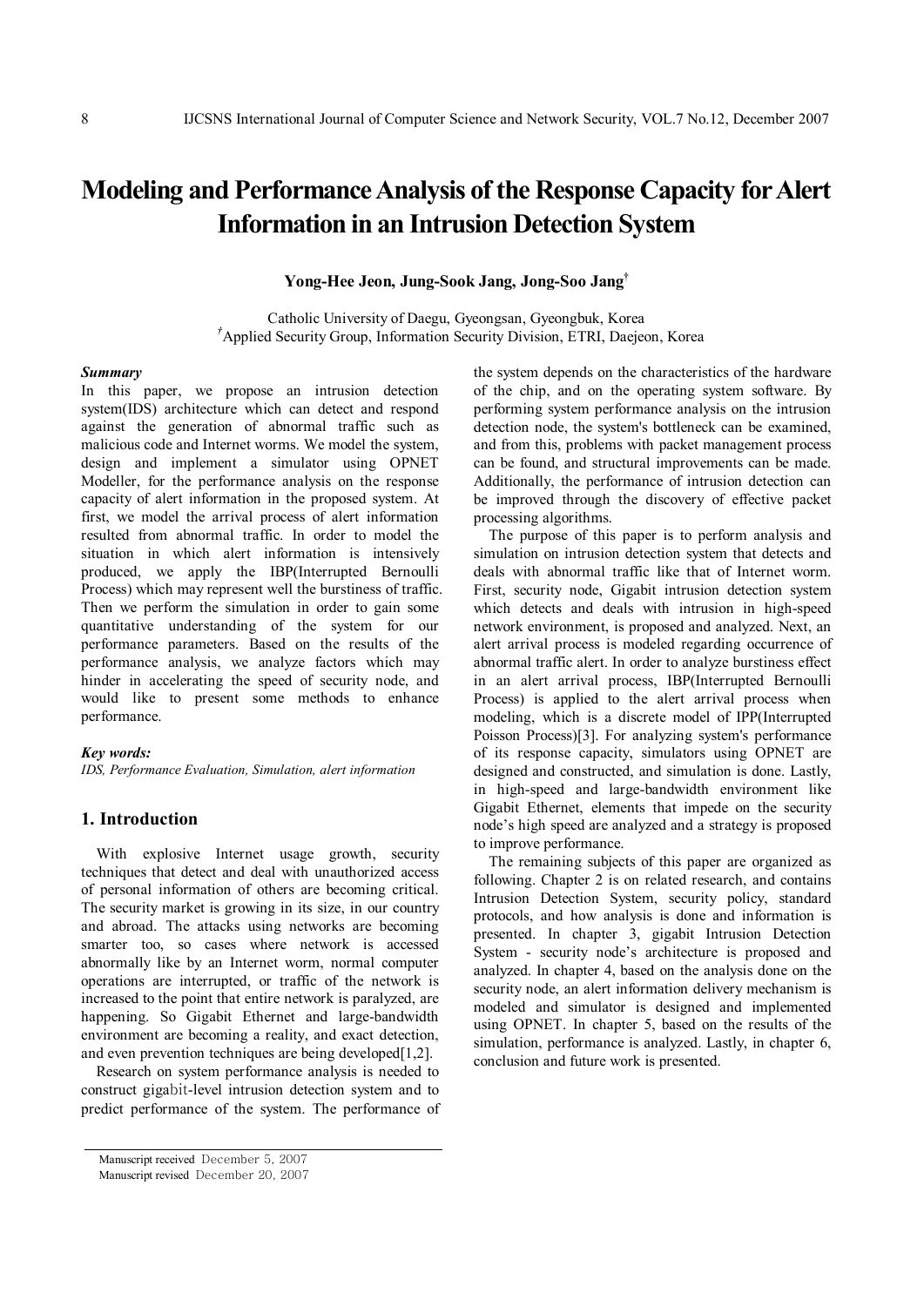# Modeling and Performance Analysis of the Response Capacity for Alert Information in an Intrusion Detection System

**Yong-Hee Jeon, Jung-Sook Jang, Jong-Soo Jang[†]**

Catholic University of Daegu, Gyeongsan, Gyeongbuk, Korea
[†]Applied Security Group, Information Security Division, ETRI, Daejeon, Korea

***Summary***

In this paper, we propose an intrusion detection system(IDS) architecture which can detect and respond against the generation of abnormal traffic such as malicious code and Internet worms. We model the system, design and implement a simulator using OPNET Modeller, for the performance analysis on the response capacity of alert information in the proposed system. At first, we model the arrival process of alert information resulted from abnormal traffic. In order to model the situation in which alert information is intensively produced, we apply the IBP(Interrupted Bernoulli Process) which may represent well the burstiness of traffic. Then we perform the simulation in order to gain some quantitative understanding of the system for our performance parameters. Based on the results of the performance analysis, we analyze factors which may hinder in accelerating the speed of security node, and would like to present some methods to enhance performance.

***Key words:***

*IDS, Performance Evaluation, Simulation, alert information*

## 1. Introduction

With explosive Internet usage growth, security techniques that detect and deal with unauthorized access of personal information of others are becoming critical. The security market is growing in its size, in our country and abroad. The attacks using networks are becoming smarter too, so cases where network is accessed abnormally like by an Internet worm, normal computer operations are interrupted, or traffic of the network is increased to the point that entire network is paralyzed, are happening. So Gigabit Ethernet and large-bandwidth environment are becoming a reality, and exact detection, and even prevention techniques are being developed[1,2].

Research on system performance analysis is needed to construct gigabit-level intrusion detection system and to predict performance of the system. The performance of the system depends on the characteristics of the hardware of the chip, and on the operating system software. By performing system performance analysis on the intrusion detection node, the system's bottleneck can be examined, and from this, problems with packet management process can be found, and structural improvements can be made. Additionally, the performance of intrusion detection can be improved through the discovery of effective packet processing algorithms.

The purpose of this paper is to perform analysis and simulation on intrusion detection system that detects and deals with abnormal traffic like that of Internet worm. First, security node, Gigabit intrusion detection system which detects and deals with intrusion in high-speed network environment, is proposed and analyzed. Next, an alert arrival process is modeled regarding occurrence of abnormal traffic alert. In order to analyze burstiness effect in an alert arrival process, IBP(Interrupted Bernoulli Process) is applied to the alert arrival process when modeling, which is a discrete model of IPP(Interrupted Poisson Process)[3]. For analyzing system's performance of its response capacity, simulators using OPNET are designed and constructed, and simulation is done. Lastly, in high-speed and large-bandwidth environment like Gigabit Ethernet, elements that impede on the security node's high speed are analyzed and a strategy is proposed to improve performance.

The remaining subjects of this paper are organized as following. Chapter 2 is on related research, and contains Intrusion Detection System, security policy, standard protocols, and how analysis is done and information is presented. In chapter 3, gigabit Intrusion Detection System - security node's architecture is proposed and analyzed. In chapter 4, based on the analysis done on the security node, an alert information delivery mechanism is modeled and simulator is designed and implemented using OPNET. In chapter 5, based on the results of the simulation, performance is analyzed. Lastly, in chapter 6, conclusion and future work is presented.

Manuscript received December 5, 2007
Manuscript revised December 20, 2007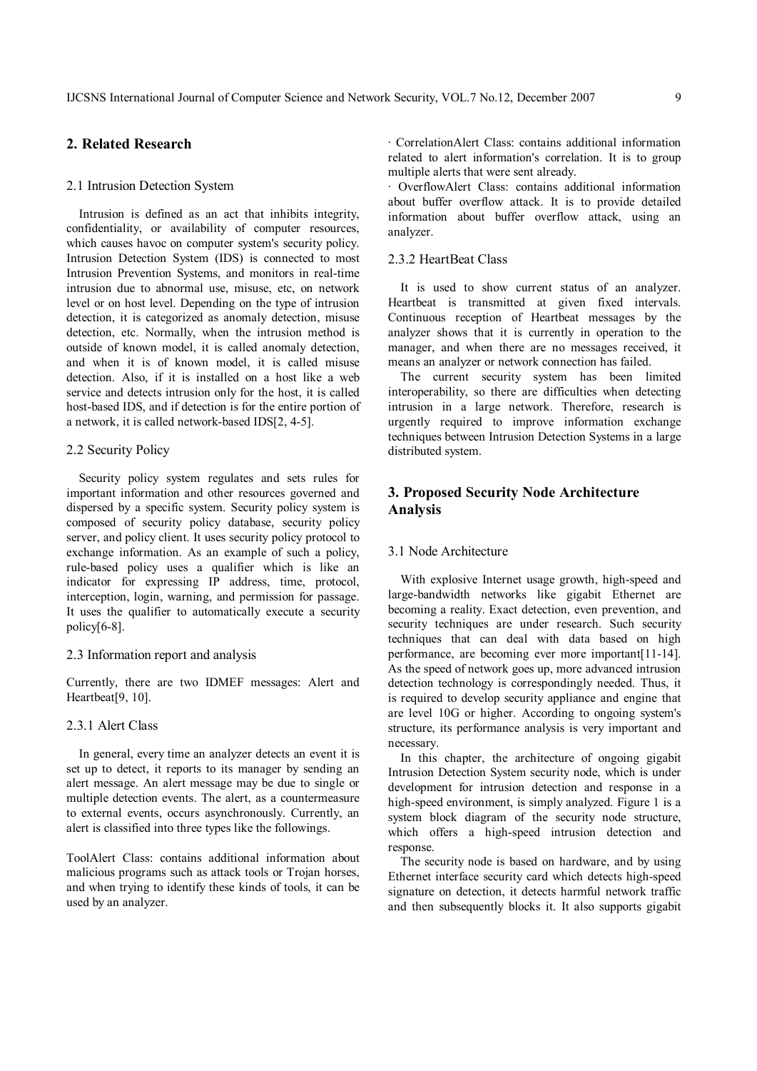## 2. Related Research

### 2.1 Intrusion Detection System

Intrusion is defined as an act that inhibits integrity, confidentiality, or availability of computer resources, which causes havoc on computer system's security policy. Intrusion Detection System (IDS) is connected to most Intrusion Prevention Systems, and monitors in real-time intrusion due to abnormal use, misuse, etc, on network level or on host level. Depending on the type of intrusion detection, it is categorized as anomaly detection, misuse detection, etc. Normally, when the intrusion method is outside of known model, it is called anomaly detection, and when it is of known model, it is called misuse detection. Also, if it is installed on a host like a web service and detects intrusion only for the host, it is called host-based IDS, and if detection is for the entire portion of a network, it is called network-based IDS[2, 4-5].

### 2.2 Security Policy

Security policy system regulates and sets rules for important information and other resources governed and dispersed by a specific system. Security policy system is composed of security policy database, security policy server, and policy client. It uses security policy protocol to exchange information. As an example of such a policy, rule-based policy uses a qualifier which is like an indicator for expressing IP address, time, protocol, interception, login, warning, and permission for passage. It uses the qualifier to automatically execute a security policy[6-8].

### 2.3 Information report and analysis

Currently, there are two IDMEF messages: Alert and Heartbeat[9, 10].

#### 2.3.1 Alert Class

In general, every time an analyzer detects an event it is set up to detect, it reports to its manager by sending an alert message. An alert message may be due to single or multiple detection events. The alert, as a countermeasure to external events, occurs asynchronously. Currently, an alert is classified into three types like the followings.

ToolAlert Class: contains additional information about malicious programs such as attack tools or Trojan horses, and when trying to identify these kinds of tools, it can be used by an analyzer.

· CorrelationAlert Class: contains additional information related to alert information's correlation. It is to group multiple alerts that were sent already.

· OverflowAlert Class: contains additional information about buffer overflow attack. It is to provide detailed information about buffer overflow attack, using an analyzer.

#### 2.3.2 HeartBeat Class

It is used to show current status of an analyzer. Heartbeat is transmitted at given fixed intervals. Continuous reception of Heartbeat messages by the analyzer shows that it is currently in operation to the manager, and when there are no messages received, it means an analyzer or network connection has failed.

The current security system has been limited interoperability, so there are difficulties when detecting intrusion in a large network. Therefore, research is urgently required to improve information exchange techniques between Intrusion Detection Systems in a large distributed system.

## 3. Proposed Security Node Architecture Analysis

### 3.1 Node Architecture

With explosive Internet usage growth, high-speed and large-bandwidth networks like gigabit Ethernet are becoming a reality. Exact detection, even prevention, and security techniques are under research. Such security techniques that can deal with data based on high performance, are becoming ever more important[11-14]. As the speed of network goes up, more advanced intrusion detection technology is correspondingly needed. Thus, it is required to develop security appliance and engine that are level 10G or higher. According to ongoing system's structure, its performance analysis is very important and necessary.

In this chapter, the architecture of ongoing gigabit Intrusion Detection System security node, which is under development for intrusion detection and response in a high-speed environment, is simply analyzed. Figure 1 is a system block diagram of the security node structure, which offers a high-speed intrusion detection and response.

The security node is based on hardware, and by using Ethernet interface security card which detects high-speed signature on detection, it detects harmful network traffic and then subsequently blocks it. It also supports gigabit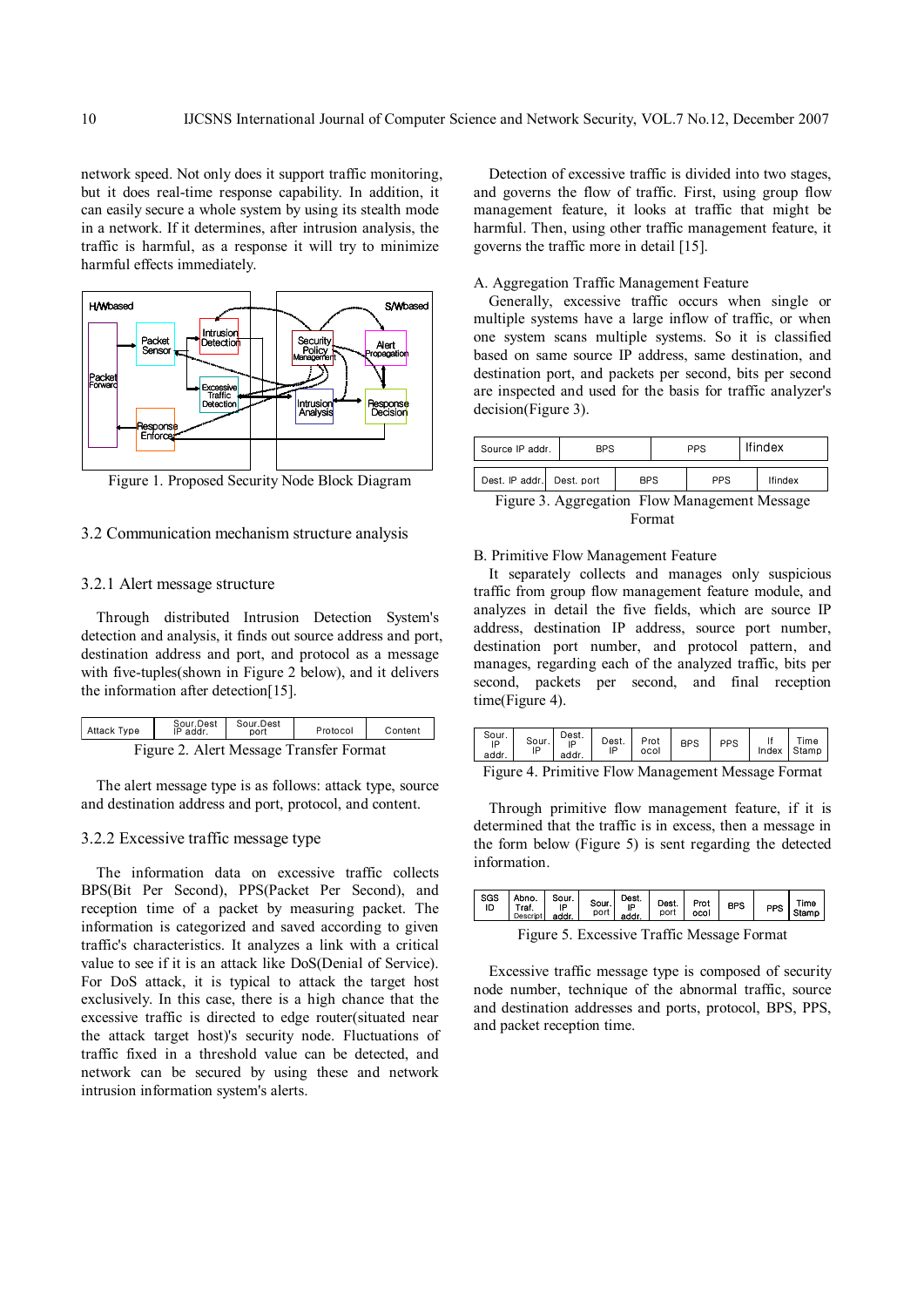network speed. Not only does it support traffic monitoring, but it does real-time response capability. In addition, it can easily secure a whole system by using its stealth mode in a network. If it determines, after intrusion analysis, the traffic is harmful, as a response it will try to minimize harmful effects immediately.

Figure 1. Proposed Security Node Block Diagram

### 3.2 Communication mechanism structure analysis

#### 3.2.1 Alert message structure

Through distributed Intrusion Detection System's detection and analysis, it finds out source address and port, destination address and port, and protocol as a message with five-tuples(shown in Figure 2 below), and it delivers the information after detection[15].

| Attack Type | Sour.Dest IP addr. | Sour.Dest port | Protocol | Content |
|---|---|---|---|---|

Figure 2. Alert Message Transfer Format

The alert message type is as follows: attack type, source and destination address and port, protocol, and content.

#### 3.2.2 Excessive traffic message type

The information data on excessive traffic collects BPS(Bit Per Second), PPS(Packet Per Second), and reception time of a packet by measuring packet. The information is categorized and saved according to given traffic's characteristics. It analyzes a link with a critical value to see if it is an attack like DoS(Denial of Service). For DoS attack, it is typical to attack the target host exclusively. In this case, there is a high chance that the excessive traffic is directed to edge router(situated near the attack target host)'s security node. Fluctuations of traffic fixed in a threshold value can be detected, and network can be secured by using these and network intrusion information system's alerts.

Detection of excessive traffic is divided into two stages, and governs the flow of traffic. First, using group flow management feature, it looks at traffic that might be harmful. Then, using other traffic management feature, it governs the traffic more in detail [15].

A. Aggregation Traffic Management Feature

Generally, excessive traffic occurs when single or multiple systems have a large inflow of traffic, or when one system scans multiple systems. So it is classified based on same source IP address, same destination, and destination port, and packets per second, bits per second are inspected and used for the basis for traffic analyzer's decision(Figure 3).

| Source IP addr. | BPS | PPS | Ifindex |
|---|---|---|---|

| Dest. IP addr. | Dest. port | BPS | PPS | Ifindex |
|---|---|---|---|---|

Figure 3. Aggregation Flow Management Message Format

B. Primitive Flow Management Feature

It separately collects and manages only suspicious traffic from group flow management feature module, and analyzes in detail the five fields, which are source IP address, destination IP address, source port number, destination port number, and protocol pattern, and manages, regarding each of the analyzed traffic, bits per second, packets per second, and final reception time(Figure 4).

| Sour. IP addr. | Sour. IP | Dest. IP addr. | Dest. IP | Protocol | BPS | PPS | If Index | Time Stamp |
|---|---|---|---|---|---|---|---|---|

Figure 4. Primitive Flow Management Message Format

Through primitive flow management feature, if it is determined that the traffic is in excess, then a message in the form below (Figure 5) is sent regarding the detected information.

| SGS ID | Abno. Traf. Descript | Sour. IP addr. | Sour. port | Dest. IP addr. | Dest. port | Protocol | BPS | PPS | Time Stamp |
|---|---|---|---|---|---|---|---|---|---|

Figure 5. Excessive Traffic Message Format

Excessive traffic message type is composed of security node number, technique of the abnormal traffic, source and destination addresses and ports, protocol, BPS, PPS, and packet reception time.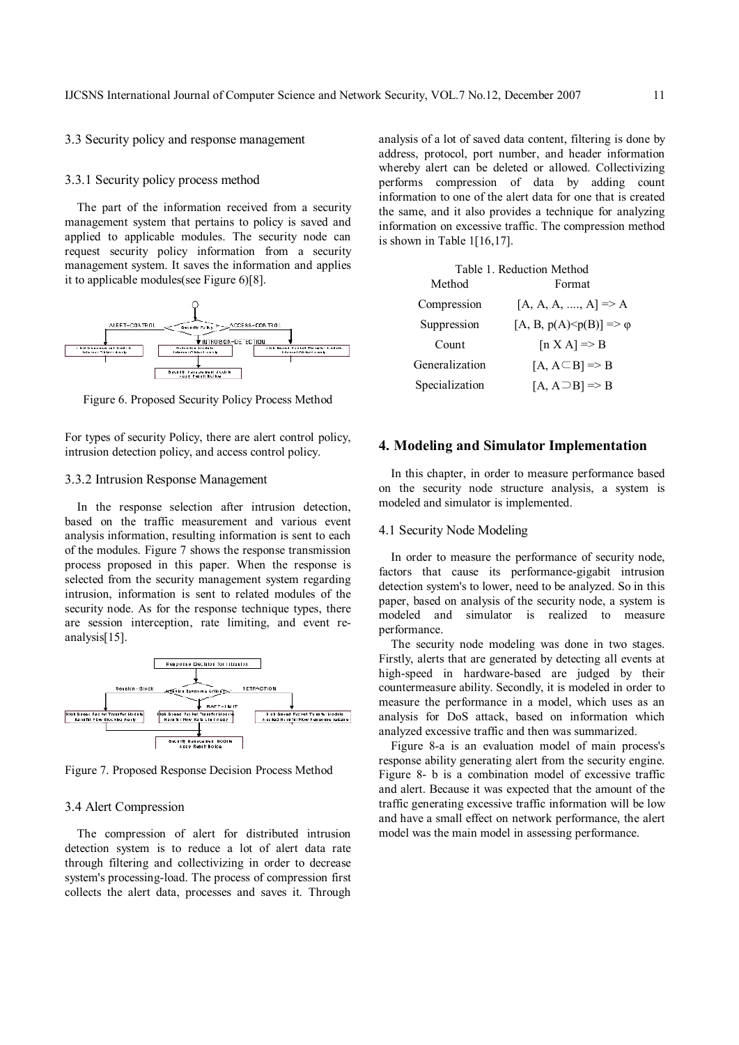### 3.3 Security policy and response management

#### 3.3.1 Security policy process method

The part of the information received from a security management system that pertains to policy is saved and applied to applicable modules. The security node can request security policy information from a security management system. It saves the information and applies it to applicable modules(see Figure 6)[8].

Figure 6. Proposed Security Policy Process Method

For types of security Policy, there are alert control policy, intrusion detection policy, and access control policy.

#### 3.3.2 Intrusion Response Management

In the response selection after intrusion detection, based on the traffic measurement and various event analysis information, resulting information is sent to each of the modules. Figure 7 shows the response transmission process proposed in this paper. When the response is selected from the security management system regarding intrusion, information is sent to related modules of the security node. As for the response technique types, there are session interception, rate limiting, and event re-analysis[15].

Figure 7. Proposed Response Decision Process Method

### 3.4 Alert Compression

The compression of alert for distributed intrusion detection system is to reduce a lot of alert data rate through filtering and collectivizing in order to decrease system's processing-load. The process of compression first collects the alert data, processes and saves it. Through analysis of a lot of saved data content, filtering is done by address, protocol, port number, and header information whereby alert can be deleted or allowed. Collectivizing performs compression of data by adding count information to one of the alert data for one that is created the same, and it also provides a technique for analyzing information on excessive traffic. The compression method is shown in Table 1[16,17].

Table 1. Reduction Method

| Method | Format |
|---|---|
| Compression | $[A, A, A, ...., A] \Rightarrow A$ |
| Suppression | $[A, B, p(A)<p(B)] \Rightarrow \varphi$ |
| Count | $[n \times A] \Rightarrow B$ |
| Generalization | $[A, A \subset B] \Rightarrow B$ |
| Specialization | $[A, A \supset B] \Rightarrow B$ |

## 4. Modeling and Simulator Implementation

In this chapter, in order to measure performance based on the security node structure analysis, a system is modeled and simulator is implemented.

### 4.1 Security Node Modeling

In order to measure the performance of security node, factors that cause its performance-gigabit intrusion detection system's to lower, need to be analyzed. So in this paper, based on analysis of the security node, a system is modeled and simulator is realized to measure performance.

The security node modeling was done in two stages. Firstly, alerts that are generated by detecting all events at high-speed in hardware-based are judged by their countermeasure ability. Secondly, it is modeled in order to measure the performance in a model, which uses as an analysis for DoS attack, based on information which analyzed excessive traffic and then was summarized.

Figure 8-a is an evaluation model of main process's response ability generating alert from the security engine. Figure 8- b is a combination model of excessive traffic and alert. Because it was expected that the amount of the traffic generating excessive traffic information will be low and have a small effect on network performance, the alert model was the main model in assessing performance.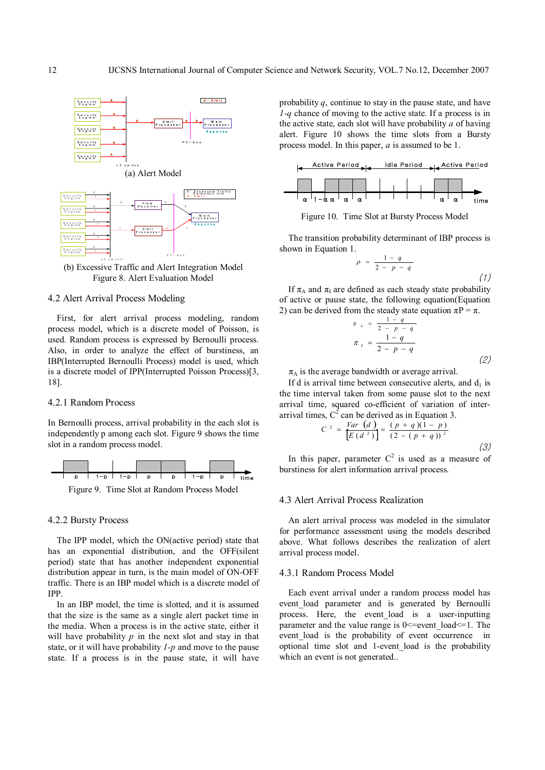(a) Alert Model

(b) Excessive Traffic and Alert Integration Model

Figure 8. Alert Evaluation Model

### 4.2 Alert Arrival Process Modeling

First, for alert arrival process modeling, random process model, which is a discrete model of Poisson, is used. Random process is expressed by Bernoulli process. Also, in order to analyze the effect of burstiness, an IBP(Interrupted Bernoulli Process) model is used, which is a discrete model of IPP(Interrupted Poisson Process)[3, 18].

#### 4.2.1 Random Process

In Bernoulli process, arrival probability in the each slot is independently p among each slot. Figure 9 shows the time slot in a random process model.

Figure 9. Time Slot at Random Process Model

#### 4.2.2 Bursty Process

The IPP model, which the ON(active period) state that has an exponential distribution, and the OFF(silent period) state that has another independent exponential distribution appear in turn, is the main model of ON-OFF traffic. There is an IBP model which is a discrete model of IPP.

In an IBP model, the time is slotted, and it is assumed that the size is the same as a single alert packet time in the media. When a process is in the active state, either it will have probability $p$ in the next slot and stay in that state, or it will have probability $1\text{-}p$ and move to the pause state. If a process is in the pause state, it will have probability $q$, continue to stay in the pause state, and have $1\text{-}q$ chance of moving to the active state. If a process is in the active state, each slot will have probability $a$ of having alert. Figure 10 shows the time slots from a Bursty process model. In this paper, $a$ is assumed to be 1.

Figure 10. Time Slot at Bursty Process Model

The transition probability determinant of IBP process is shown in Equation 1.

$$\rho = \frac{1-q}{2-p-q} \tag{1}$$

If $\pi_A$ and $\pi_I$ are defined as each steady state probability of active or pause state, the following equation(Equation 2) can be derived from the steady state equation $\pi P = \pi$.

$$\pi_A = \frac{1-q}{2-p-q}$$
$$\pi_I = \frac{1-q}{2-p-q} \tag{2}$$

$\pi_A$ is the average bandwidth or average arrival.

If d is arrival time between consecutive alerts, and $d_1$ is the time interval taken from some pause slot to the next arrival time, squared co-efficient of variation of inter-arrival times, $C^2$ can be derived as in Equation 3.

$$C^2 = \frac{Var(d)}{[E(d^2)]} = \frac{(p+q)(1-p)}{(2-(p+q))^2} \tag{3}$$

In this paper, parameter $C^2$ is used as a measure of burstiness for alert information arrival process.

### 4.3 Alert Arrival Process Realization

An alert arrival process was modeled in the simulator for performance assessment using the models described above. What follows describes the realization of alert arrival process model.

#### 4.3.1 Random Process Model

Each event arrival under a random process model has event_load parameter and is generated by Bernoulli process. Here, the event_load is a user-inputting parameter and the value range is 0<=event_load<=1. The event_load is the probability of event occurrence in optional time slot and 1-event_load is the probability which an event is not generated..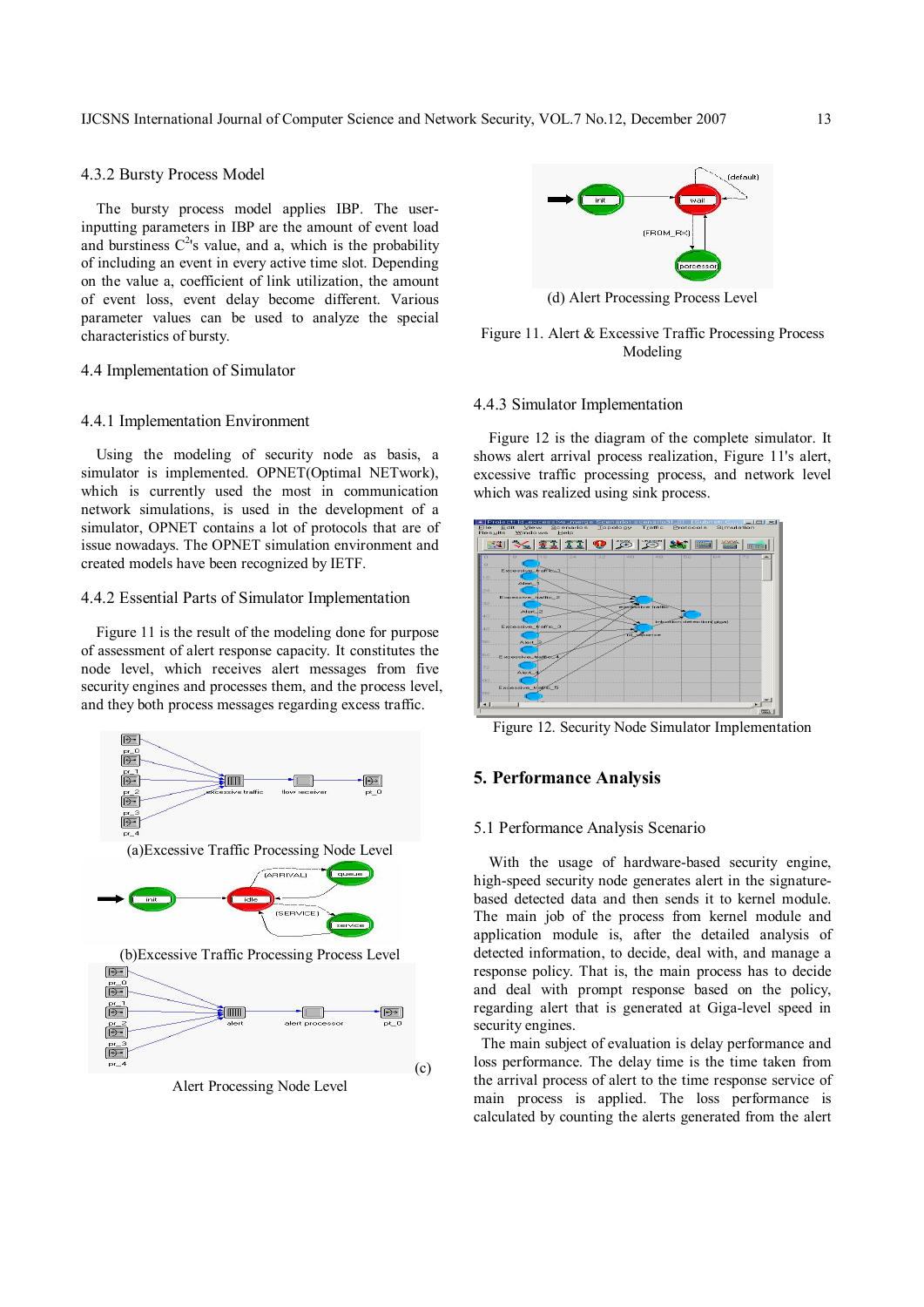#### 4.3.2 Bursty Process Model

The bursty process model applies IBP. The user-inputting parameters in IBP are the amount of event load and burstiness $C^2$'s value, and a, which is the probability of including an event in every active time slot. Depending on the value a, coefficient of link utilization, the amount of event loss, event delay become different. Various parameter values can be used to analyze the special characteristics of bursty.

### 4.4 Implementation of Simulator

#### 4.4.1 Implementation Environment

Using the modeling of security node as basis, a simulator is implemented. OPNET(Optimal NETwork), which is currently used the most in communication network simulations, is used in the development of a simulator, OPNET contains a lot of protocols that are of issue nowadays. The OPNET simulation environment and created models have been recognized by IETF.

#### 4.4.2 Essential Parts of Simulator Implementation

Figure 11 is the result of the modeling done for purpose of assessment of alert response capacity. It constitutes the node level, which receives alert messages from five security engines and processes them, and the process level, and they both process messages regarding excess traffic.

(a)Excessive Traffic Processing Node Level

(b)Excessive Traffic Processing Process Level

(c) Alert Processing Node Level

(d) Alert Processing Process Level

Figure 11. Alert & Excessive Traffic Processing Process Modeling

#### 4.4.3 Simulator Implementation

Figure 12 is the diagram of the complete simulator. It shows alert arrival process realization, Figure 11's alert, excessive traffic processing process, and network level which was realized using sink process.

Figure 12. Security Node Simulator Implementation

## 5. Performance Analysis

### 5.1 Performance Analysis Scenario

With the usage of hardware-based security engine, high-speed security node generates alert in the signature-based detected data and then sends it to kernel module. The main job of the process from kernel module and application module is, after the detailed analysis of detected information, to decide, deal with, and manage a response policy. That is, the main process has to decide and deal with prompt response based on the policy, regarding alert that is generated at Giga-level speed in security engines.

The main subject of evaluation is delay performance and loss performance. The delay time is the time taken from the arrival process of alert to the time response service of main process is applied. The loss performance is calculated by counting the alerts generated from the alert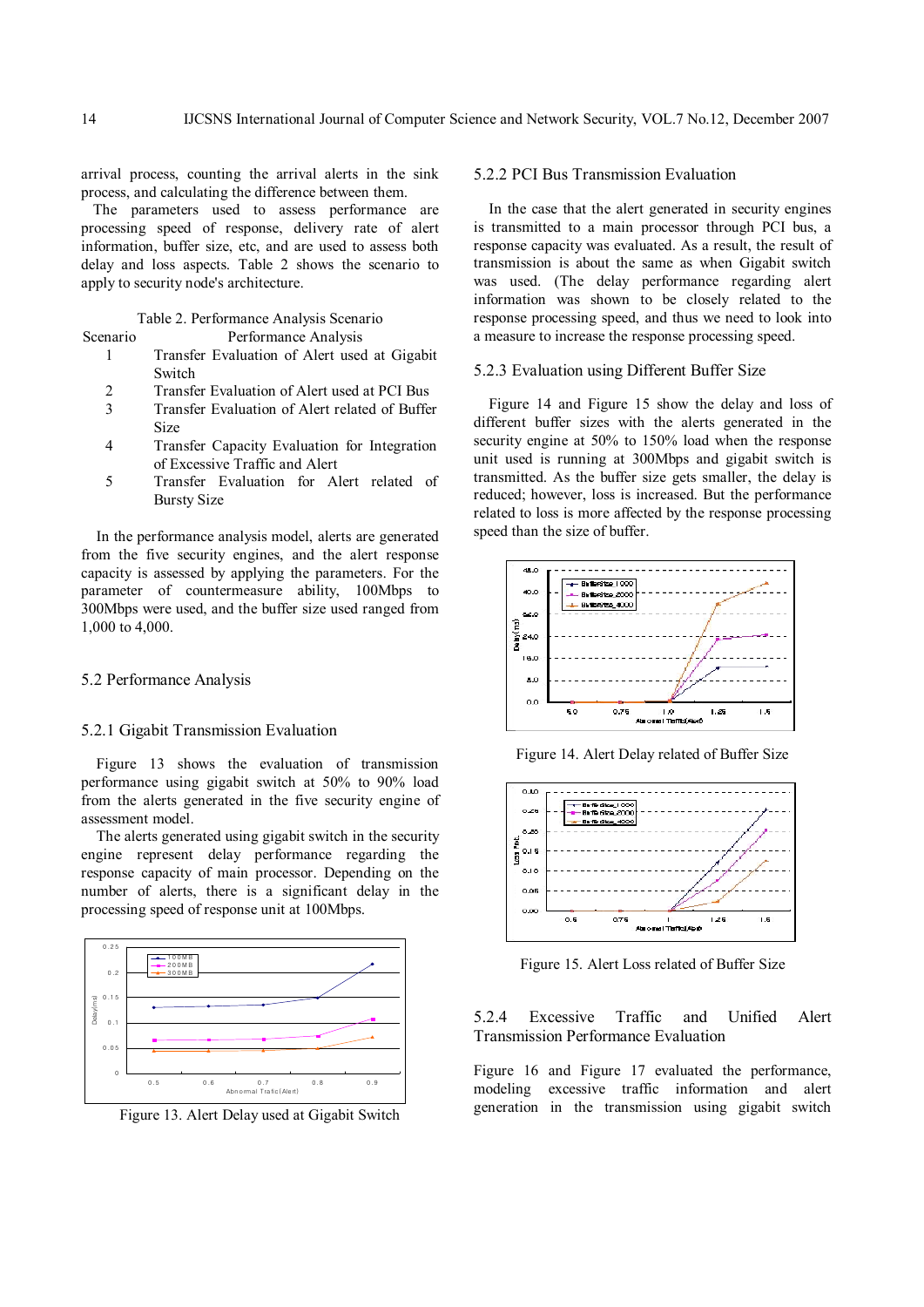arrival process, counting the arrival alerts in the sink process, and calculating the difference between them.

The parameters used to assess performance are processing speed of response, delivery rate of alert information, buffer size, etc, and are used to assess both delay and loss aspects. Table 2. shows the scenario to apply to security node's architecture.

Table 2. Performance Analysis Scenario

| Scenario | Performance Analysis |
|---|---|
| 1 | Transfer Evaluation of Alert used at Gigabit Switch |
| 2 | Transfer Evaluation of Alert used at PCI Bus |
| 3 | Transfer Evaluation of Alert related of Buffer Size |
| 4 | Transfer Capacity Evaluation for Integration of Excessive Traffic and Alert |
| 5 | Transfer Evaluation for Alert related of Bursty Size |

In the performance analysis model, alerts are generated from the five security engines, and the alert response capacity is assessed by applying the parameters. For the parameter of countermeasure ability, 100Mbps to 300Mbps were used, and the buffer size used ranged from 1,000 to 4,000.

## 5.2 Performance Analysis

### 5.2.1 Gigabit Transmission Evaluation

Figure 13 shows the evaluation of transmission performance using gigabit switch at 50% to 90% load from the alerts generated in the five security engine of assessment model.

The alerts generated using gigabit switch in the security engine represent delay performance regarding the response capacity of main processor. Depending on the number of alerts, there is a significant delay in the processing speed of response unit at 100Mbps.

Figure 13. Alert Delay used at Gigabit Switch

### 5.2.2 PCI Bus Transmission Evaluation

In the case that the alert generated in security engines is transmitted to a main processor through PCI bus, a response capacity was evaluated. As a result, the result of transmission is about the same as when Gigabit switch was used. (The delay performance regarding alert information was shown to be closely related to the response processing speed, and thus we need to look into a measure to increase the response processing speed.

### 5.2.3 Evaluation using Different Buffer Size

Figure 14 and Figure 15 show the delay and loss of different buffer sizes with the alerts generated in the security engine at 50% to 150% load when the response unit used is running at 300Mbps and gigabit switch is transmitted. As the buffer size gets smaller, the delay is reduced; however, loss is increased. But the performance related to loss is more affected by the response processing speed than the size of buffer.

Figure 14. Alert Delay related of Buffer Size

Figure 15. Alert Loss related of Buffer Size

### 5.2.4 Excessive Traffic and Unified Alert Transmission Performance Evaluation

Figure 16 and Figure 17 evaluated the performance, modeling excessive traffic information and alert generation in the transmission using gigabit switch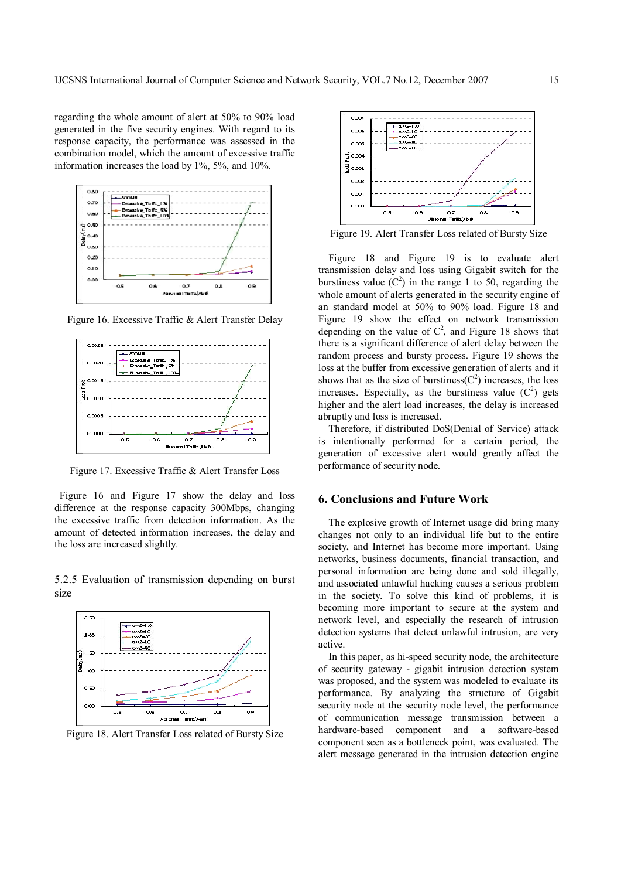regarding the whole amount of alert at 50% to 90% load generated in the five security engines. With regard to its response capacity, the performance was assessed in the combination model, which the amount of excessive traffic information increases the load by 1%, 5%, and 10%.

Figure 16. Excessive Traffic & Alert Transfer Delay

Figure 17. Excessive Traffic & Alert Transfer Loss

Figure 16 and Figure 17 show the delay and loss difference at the response capacity 300Mbps, changing the excessive traffic from detection information. As the amount of detected information increases, the delay and the loss are increased slightly.

### 5.2.5 Evaluation of transmission depending on burst size

Figure 18. Alert Transfer Loss related of Bursty Size

Figure 19. Alert Transfer Loss related of Bursty Size

Figure 18 and Figure 19 is to evaluate alert transmission delay and loss using Gigabit switch for the burstiness value ($C^2$) in the range 1 to 50, regarding the whole amount of alerts generated in the security engine of an standard model at 50% to 90% load. Figure 18 and Figure 19 show the effect on network transmission depending on the value of $C^2$, and Figure 18 shows that there is a significant difference of alert delay between the random process and bursty process. Figure 19 shows the loss at the buffer from excessive generation of alerts and it shows that as the size of burstiness($C^2$) increases, the loss increases. Especially, as the burstiness value ($C^2$) gets higher and the alert load increases, the delay is increased abruptly and loss is increased.

Therefore, if distributed DoS(Denial of Service) attack is intentionally performed for a certain period, the generation of excessive alert would greatly affect the performance of security node.

## 6. Conclusions and Future Work

The explosive growth of Internet usage did bring many changes not only to an individual life but to the entire society, and Internet has become more important. Using networks, business documents, financial transaction, and personal information are being done and sold illegally, and associated unlawful hacking causes a serious problem in the society. To solve this kind of problems, it is becoming more important to secure at the system and network level, and especially the research of intrusion detection systems that detect unlawful intrusion, are very active.

In this paper, as hi-speed security node, the architecture of security gateway - gigabit intrusion detection system was proposed, and the system was modeled to evaluate its performance. By analyzing the structure of Gigabit security node at the security node level, the performance of communication message transmission between a hardware-based component and a software-based component seen as a bottleneck point, was evaluated. The alert message generated in the intrusion detection engine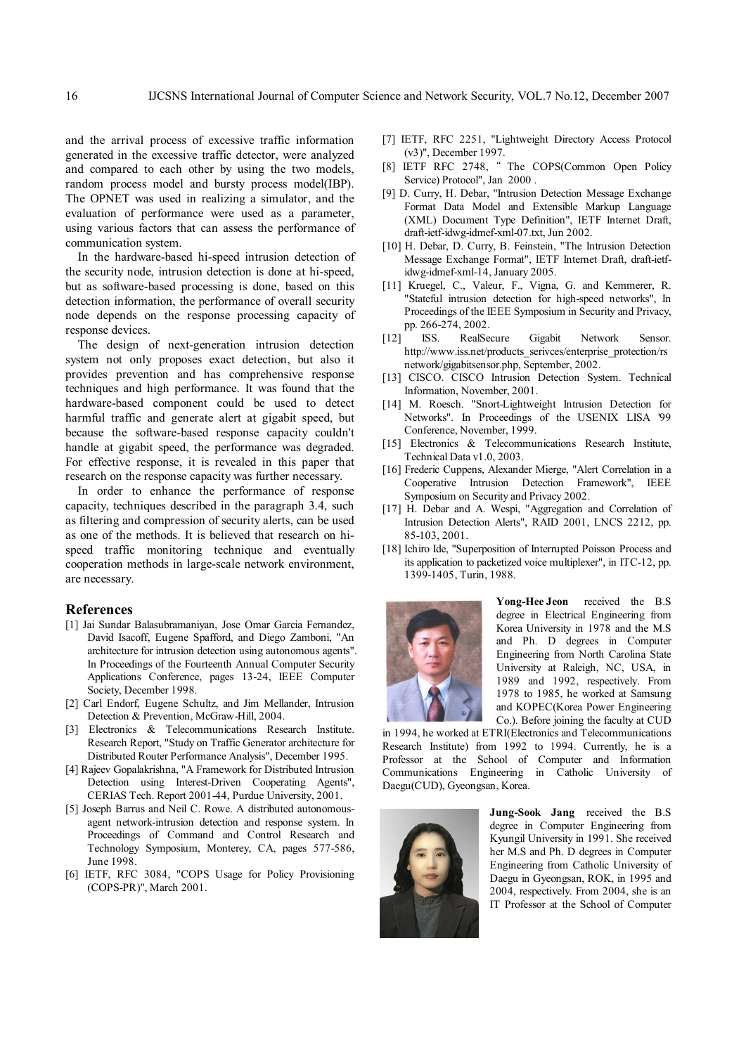and the arrival process of excessive traffic information generated in the excessive traffic detector, were analyzed and compared to each other by using the two models, random process model and bursty process model(IBP). The OPNET was used in realizing a simulator, and the evaluation of performance were used as a parameter, using various factors that can assess the performance of communication system.

In the hardware-based hi-speed intrusion detection of the security node, intrusion detection is done at hi-speed, but as software-based processing is done, based on this detection information, the performance of overall security node depends on the response processing capacity of response devices.

The design of next-generation intrusion detection system not only proposes exact detection, but also it provides prevention and has comprehensive response techniques and high performance. It was found that the hardware-based component could be used to detect harmful traffic and generate alert at gigabit speed, but because the software-based response capacity couldn't handle at gigabit speed, the performance was degraded. For effective response, it is revealed in this paper that research on the response capacity was further necessary.

In order to enhance the performance of response capacity, techniques described in the paragraph 3.4, such as filtering and compression of security alerts, can be used as one of the methods. It is believed that research on hi-speed traffic monitoring technique and eventually cooperation methods in large-scale network environment, are necessary.

## References

[1] Jai Sundar Balasubramaniyan, Jose Omar Garcia Fernandez, David Isacoff, Eugene Spafford, and Diego Zamboni, "An architecture for intrusion detection using autonomous agents". In Proceedings of the Fourteenth Annual Computer Security Applications Conference, pages 13-24, IEEE Computer Society, December 1998.

[2] Carl Endorf, Eugene Schultz, and Jim Mellander, Intrusion Detection & Prevention, McGraw-Hill, 2004.

[3] Electronics & Telecommunications Research Institute. Research Report, "Study on Traffic Generator architecture for Distributed Router Performance Analysis", December 1995.

[4] Rajeev Gopalakrishna, "A Framework for Distributed Intrusion Detection using Interest-Driven Cooperating Agents", CERIAS Tech. Report 2001-44, Purdue University, 2001.

[5] Joseph Barrus and Neil C. Rowe. A distributed autonomous-agent network-intrusion detection and response system. In Proceedings of Command and Control Research and Technology Symposium, Monterey, CA, pages 577-586, June 1998.

[6] IETF, RFC 3084, "COPS Usage for Policy Provisioning (COPS-PR)", March 2001.

[7] IETF, RFC 2251, "Lightweight Directory Access Protocol (v3)", December 1997.

[8] IETF RFC 2748, " The COPS(Common Open Policy Service) Protocol", Jan 2000 .

[9] D. Curry, H. Debar, "Intrusion Detection Message Exchange Format Data Model and Extensible Markup Language (XML) Document Type Definition", IETF Internet Draft, draft-ietf-idwg-idmef-xml-07.txt, Jun 2002.

[10] H. Debar, D. Curry, B. Feinstein, "The Intrusion Detection Message Exchange Format", IETF Internet Draft, draft-ietf-idwg-idmef-xml-14, January 2005.

[11] Kruegel, C., Valeur, F., Vigna, G. and Kemmerer, R. "Stateful intrusion detection for high-speed networks", In Proceedings of the IEEE Symposium in Security and Privacy, pp. 266-274, 2002.

[12] ISS. RealSecure Gigabit Network Sensor. http://www.iss.net/products_serivces/enterprise_protection/rsnetwork/gigabitsensor.php, September, 2002.

[13] CISCO. CISCO Intrusion Detection System. Technical Information, November, 2001.

[14] M. Roesch. "Snort-Lightweight Intrusion Detection for Networks". In Proceedings of the USENIX LISA '99 Conference, November, 1999.

[15] Electronics & Telecommunications Research Institute, Technical Data v1.0, 2003.

[16] Frederic Cuppens, Alexander Mierge, "Alert Correlation in a Cooperative Intrusion Detection Framework", IEEE Symposium on Security and Privacy 2002.

[17] H. Debar and A. Wespi, "Aggregation and Correlation of Intrusion Detection Alerts", RAID 2001, LNCS 2212, pp. 85-103, 2001.

[18] Ichiro Ide, "Superposition of Interrupted Poisson Process and its application to packetized voice multiplexer", in ITC-12, pp. 1399-1405, Turin, 1988.

**Yong-Hee Jeon** received the B.S degree in Electrical Engineering from Korea University in 1978 and the M.S and Ph. D degrees in Computer Engineering from North Carolina State University at Raleigh, NC, USA, in 1989 and 1992, respectively. From 1978 to 1985, he worked at Samsung and KOPEC(Korea Power Engineering Co.). Before joining the faculty at CUD in 1994, he worked at ETRI(Electronics and Telecommunications Research Institute) from 1992 to 1994. Currently, he is a Professor at the School of Computer and Information Communications Engineering in Catholic University of Daegu(CUD), Gyeongsan, Korea.

**Jung-Sook Jang** received the B.S degree in Computer Engineering from Kyungil University in 1991. She received her M.S and Ph. D degrees in Computer Engineering from Catholic University of Daegu in Gyeongsan, ROK, in 1995 and 2004, respectively. From 2004, she is an IT Professor at the School of Computer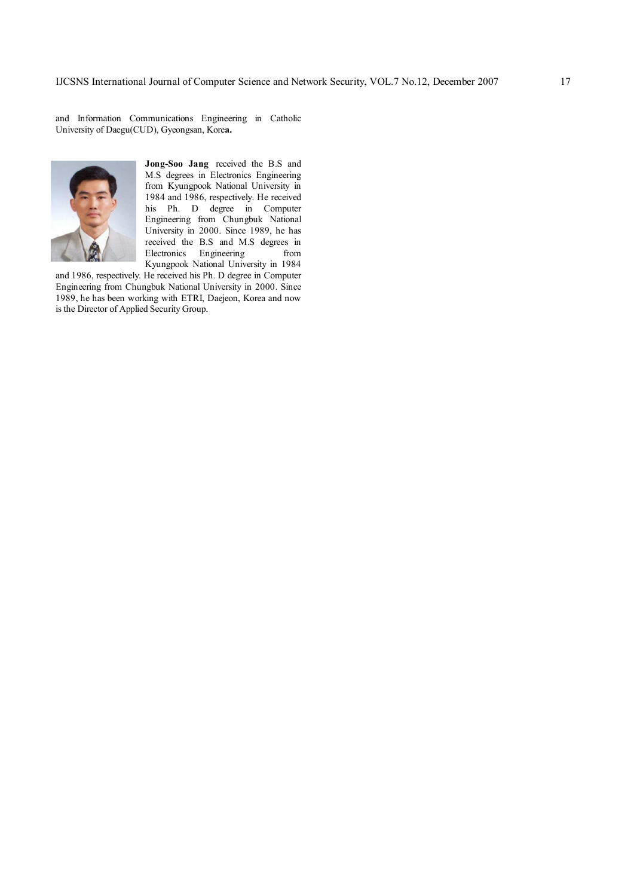and Information Communications Engineering in Catholic University of Daegu(CUD), Gyeongsan, Korea.

**Jong-Soo Jang** received the B.S and M.S degrees in Electronics Engineering from Kyungpook National University in 1984 and 1986, respectively. He received his Ph. D degree in Computer Engineering from Chungbuk National University in 2000. Since 1989, he has received the B.S and M.S degrees in Electronics Engineering from Kyungpook National University in 1984 and 1986, respectively. He received his Ph. D degree in Computer Engineering from Chungbuk National University in 2000. Since 1989, he has been working with ETRI, Daejeon, Korea and now is the Director of Applied Security Group.